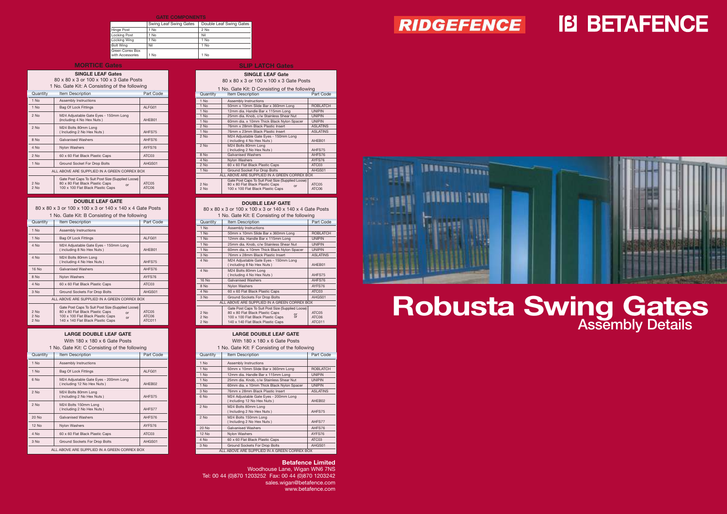# RIDGEFENCE

# BETAFENCE

# Robusta Swing Gates

## Assembly Details

**GATE COMPONENTS**

| | Swing Leaf Swing Gates | Double Leaf Swing Gates |
|---|---|---|
| Hinge Post | 1 No | 2 No |
| Locking Post | 1 No | Nil |
| Locking Wing | 1 No | 1 No |
| Bolt Wing | Nil | 1 No |
| Green Correx Box with Accessories | 1 No | 1 No |

### MORTICE Gates

**SINGLE LEAF Gates**

80 x 80 x 3 or 100 x 100 x 3 Gate Posts

1 No. Gate Kit: A Consisting of the following

| Quantity | Item Description | Part Code |
|---|---|---|
| 1 No | Assembly Instructions | |
| 1 No | Bag Of Lock Fittings | ALFG01 |
| 2 No | M24 Adjustable Gate Eyes - 150mm Long (including 4 No Hex Nuts) | AHEB01 |
| 2 No | M24 Bolts 80mm Long ( Including 2 No Hex Nuts ) | AHFS75 |
| 8 No | Galvanised Washers | AHFS76 |
| 4 No | Nylon Washers | AYFS76 |
| 2 No | 60 x 60 Flat Black Plastic Caps | ATC03 |
| 1 No | Ground Socket For Drop Bolts | AHGS01 |
| ALL ABOVE ARE SUPPLIED IN A GREEN CORREX BOX | | |
| | Gate Post Caps To Suit Post Size (Supplied Loose) | |
| 2 No | 80 x 80 Flat Black Plastic Caps or | ATC05 |
| 2 No | 100 x 100 Flat Black Plastic Caps | ATC06 |

**DOUBLE LEAF GATE**

80 x 80 x 3 or 100 x 100 x 3 or 140 x 140 x 4 Gate Posts

1 No. Gate Kit: B Consisting of the following

| Quantity | Item Description | Part Code |
|---|---|---|
| 1 No | Assembly Instructions | |
| 1 No | Bag Of Lock Fittings | ALFG01 |
| 4 No | M24 Adjustable Gate Eyes - 150mm Long ( including 8 No Hex Nuts ) | AHEB01 |
| 4 No | M24 Bolts 80mm Long ( Including 4 No Hex Nuts ) | AHFS75 |
| 16 No | Galvanised Washers | AHFS76 |
| 8 No | Nylon Washers | AYFS76 |
| 4 No | 60 x 60 Flat Black Plastic Caps | ATC03 |
| 3 No | Ground Sockets For Drop Bolts | AHGS01 |
| ALL ABOVE ARE SUPPLIED IN A GREEN CORREX BOX | | |
| | Gate Post Caps To Suit Post Size (Supplied Loose) | |
| 2 No | 80 x 80 Flat Black Plastic Caps or | ATC05 |
| 2 No | 100 x 100 Flat Black Plastic Caps or | ATC06 |
| 2 No | 140 x 140 Flat Black Plastic Caps | ATC011 |

**LARGE DOUBLE LEAF GATE**

With 180 x 180 x 6 Gate Posts

1 No. Gate Kit: C Consisting of the following

| Quantity | Item Description | Part Code |
|---|---|---|
| 1 No | Assembly Instructions | |
| 1 No | Bag Of Lock Fittings | ALFG01 |
| 6 No | M24 Adjustable Gate Eyes - 200mm Long ( including 12 No Hex Nuts ) | AHEB02 |
| 2 No | M24 Bolts 80mm Long ( Including 2 No Hex Nuts ) | AHFS75 |
| 2 No | M24 Bolts 150mm Long ( Including 2 No Hex Nuts ) | AHFS77 |
| 20 No | Galvanised Washers | AHFS76 |
| 12 No | Nylon Washers | AYFS76 |
| 4 No | 60 x 60 Flat Black Plastic Caps | ATC03 |
| 3 No | Ground Sockets For Drop Bolts | AHGS01 |
| ALL ABOVE ARE SUPPLIED IN A GREEN CORREX BOX | | |

### SLIP LATCH Gates

**SINGLE LEAF Gate**

80 x 80 x 3 or 100 x 100 x 3 Gate Posts

1 No. Gate Kit: D Consisting of the following

| Quantity | Item Description | Part Code |
|---|---|---|
| 1 No | Assembly Instructions | |
| 1 No | 50mm x 10mm Slide Bar x 360mm Long | ROBLATCH |
| 1 No | 12mm dia. Handle Bar x 115mm Long | UNIPIN |
| 1 No | 25mm dia. Knob, c/w Stainless Shear Nut | UNIPIN |
| 1 No | 60mm dia. x 10mm Thick Black Nylon Spacer | UNIPIN |
| 2 No | 76mm x 28mm Black Plastic Insert | ASLATINS |
| 1 No | 76mm x 23mm Black Plastic Insert | ASLATINS |
| 2 No | M24 Adjustable Gate Eyes - 150mm Long ( including 4 No Hex Nuts ) | AHEB01 |
| 2 No | M24 Bolts 80mm Long ( Including 2 No Hex Nuts ) | AHFS75 |
| 8 No | Galvanised Washers | AHFS76 |
| 4 No | Nylon Washers | AYFS76 |
| 2 No | 60 x 60 Flat Black Plastic Caps | ATC03 |
| 1 No | Ground Socket For Drop Bolts | AHGS01 |
| ALL ABOVE ARE SUPPLIED IN A GREEN CORREX BOX | | |
| | Gate Post Caps To Suit Post Size (Supplied Loose) | |
| 2 No | 80 x 80 Flat Black Plastic Caps or | ATC05 |
| 2 No | 100 x 100 Flat Black Plastic Caps | ATC06 |

**DOUBLE LEAF GATE**

80 x 80 x 3 or 100 x 100 x 3 or 140 x 140 x 4 Gate Posts

1 No. Gate Kit: E Consisting of the following

| Quantity | Item Description | Part Code |
|---|---|---|
| 1 No | Assembly Instructions | |
| 1 No | 50mm x 10mm Slide Bar x 360mm Long | ROBLATCH |
| 1 No | 12mm dia. Handle Bar x 115mm Long | UNIPIN |
| 1 No | 25mm dia. Knob, c/w Stainless Shear Nut | UNIPIN |
| 1 No | 60mm dia. x 10mm Thick Black Nylon Spacer | UNIPIN |
| 3 No | 76mm x 28mm Black Plastic Insert | ASLATINS |
| 4 No | M24 Adjustable Gate Eyes - 150mm Long ( including 8 No Hex Nuts ) | AHEB01 |
| 4 No | M24 Bolts 80mm Long ( Including 4 No Hex Nuts ) | AHFS75 |
| 16 No | Galvanised Washers | AHFS76 |
| 8 No | Nylon Washers | AYFS76 |
| 4 No | 60 x 60 Flat Black Plastic Caps | ATC03 |
| 3 No | Ground Sockets For Drop Bolts | AHGS01 |
| ALL ABOVE ARE SUPPLIED IN A GREEN CORREX BOX | | |
| | Gate Post Caps To Suit Post Size (Supplied Loose) | |
| 2 No | 80 x 80 Flat Black Plastic Caps or | ATC05 |
| 2 No | 100 x 100 Flat Black Plastic Caps or | ATC06 |
| 2 No | 140 x 140 Flat Black Plastic Caps | ATC011 |

**LARGE DOUBLE LEAF GATE**

With 180 x 180 x 6 Gate Posts

1 No. Gate Kit: F Consisting of the following

| Quantity | Item Description | Part Code |
|---|---|---|
| 1 No | Assembly Instructions | |
| 1 No | 50mm x 10mm Slide Bar x 360mm Long | ROBLATCH |
| 1 No | 12mm dia. Handle Bar x 115mm Long | UNIPIN |
| 1 No | 25mm dia. Knob, c/w Stainless Shear Nut | UNIPIN |
| 1 No | 60mm dia. x 10mm Thick Black Nylon Spacer | UNIPIN |
| 3 No | 76mm x 28mm Black Plastic Insert | ASLATINS |
| 6 No | M24 Adjustable Gate Eyes - 200mm Long ( including 12 No Hex Nuts ) | AHEB02 |
| 2 No | M24 Bolts 80mm Long ( Including 2 No Hex Nuts ) | AHFS75 |
| 2 No | M24 Bolts 150mm Long ( Including 2 No Hex Nuts ) | AHFS77 |
| 20 No | Galvanised Washers | AHFS76 |
| 12 No | Nylon Washers | AYFS76 |
| 4 No | 60 x 60 Flat Black Plastic Caps | ATC03 |
| 3 No | Ground Sockets For Drop Bolts | AHGS01 |
| ALL ABOVE ARE SUPPLIED IN A GREEN CORREX BOX | | |

**Betafence Limited**

Woodhouse Lane, Wigan WN6 7NS

Tel: 00 44 (0)870 1203252 Fax: 00 44 (0)870 1203242

sales.wigan@betafence.com

www.betafence.com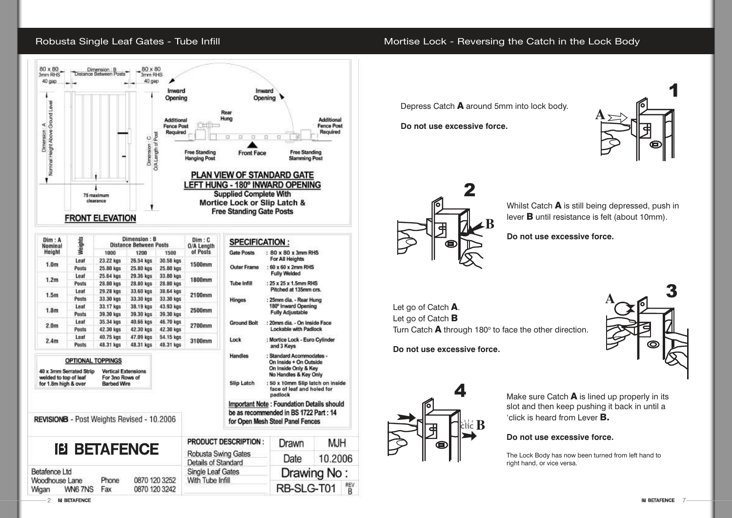## Robusta Single Leaf Gates - Tube Infill

80 x 80 3mm RHS — Dimension : B Distance Between Posts — 80 x 80 3mm RHS

40 gap — 40 gap

Dimension : A Nominal Height Above Ground Level

Dimension : C O/A Length of Post

75 maximum clearance

**FRONT ELEVATION**

Inward Opening — Inward Opening

Rear Hung

Additional Fence Post Required — Additional Fence Post Required

Free Standing Hanging Post — Front Face — Free Standing Slamming Post

**PLAN VIEW OF STANDARD GATE**
**LEFT HUNG - 180º INWARD OPENING**
**Supplied Complete With Mortice Lock or Slip Latch & Free Standing Gate Posts**

| Dim : A Nominal Height | Weights | Dimension : B Distance Between Posts | | | Dim : C O/A Length of Posts |
|---|---|---|---|---|---|
| | | 1000 | 1200 | 1500 | |
| 1.0m | Leaf | 23.22 kgs | 26.54 kgs | 30.58 kgs | 1500mm |
| | Posts | 25.80 kgs | 25.80 kgs | 25.80 kgs | |
| 1.2m | Leaf | 25.64 kgs | 29.36 kgs | 33.80 kgs | 1800mm |
| | Posts | 28.80 kgs | 28.80 kgs | 28.80 kgs | |
| 1.5m | Leaf | 29.28 kgs | 33.60 kgs | 38.64 kgs | 2100mm |
| | Posts | 33.30 kgs | 33.30 kgs | 33.30 kgs | |
| 1.8m | Leaf | 33.17 kgs | 38.19 kgs | 43.93 kgs | 2500mm |
| | Posts | 39.30 kgs | 39.30 kgs | 39.30 kgs | |
| 2.0m | Leaf | 35.34 kgs | 40.66 kgs | 46.70 kgs | 2700mm |
| | Posts | 42.30 kgs | 42.30 kgs | 42.30 kgs | |
| 2.4m | Leaf | 40.75 kgs | 47.09 kgs | 54.15 kgs | 3100mm |
| | Posts | 48.31 kgs | 48.31 kgs | 48.31 kgs | |

**OPTIONAL TOPPINGS**

| 40 x 3mm Serrated Strip welded to top of leaf for 1.8m high & over | Vertical Extensions For 3no Rows of Barbed Wire |
|---|---|

**SPECIFICATION :**

- Gate Posts : 80 x 80 x 3mm RHS For All Heights
- Outer Frame : 60 x 60 x 2mm RHS Fully Welded
- Tube Infill : 25 x 25 x 1.5mm RHS Pitched at 135mm crs.
- Hinges : 25mm dia. - Rear Hung 180º Inward Opening Fully Adjustable
- Ground Bolt : 20mm dia. - On Inside Face Lockable with Padlock
- Lock : Mortice Lock - Euro Cylinder and 3 Keys
- Handles : Standard Acommodates - On Inside + On Outside On Inside Only & Key No Handles & Key Only
- Slip Latch : 50 x 10mm Slip latch on inside face of leaf and holed for padlock

**Important Note : Foundation Details should be as recommended in BS 1722 Part : 14 for Open Mesh Steel Panel Fences**

REVISIONB - Post Weights Revised - 10.2006

| BETAFENCE | PRODUCT DESCRIPTION : | Drawn | MJH |
|---|---|---|---|
| Betafence Ltd, Woodhouse Lane, Wigan WN6 7NS — Phone 0870 120 3252, Fax 0870 120 3242 | Robusta Swing Gates Details of Standard Single Leaf Gates With Tube Infill | Date | 10.2006 |
| | | Drawing No : RB-SLG-T01 | REV B |

## Mortise Lock - Reversing the Catch in the Lock Body

**1**

Depress Catch **A** around 5mm into lock body.

**Do not use excessive force.**

**2**

Whilst Catch **A** is still being depressed, push in lever **B** until resistance is felt (about 10mm).

**Do not use excessive force.**

**3**

Let go of Catch **A**.
Let go of Catch **B**
Turn Catch **A** through 180º to face the other direction.

**Do not use excessive force.**

**4**

Make sure Catch **A** is lined up properly in its slot and then keep pushing it back in until a ‘click is heard from Lever **B.**

**Do not use excessive force.**

The Lock Body has now been turned from left hand to right hand, or vice versa.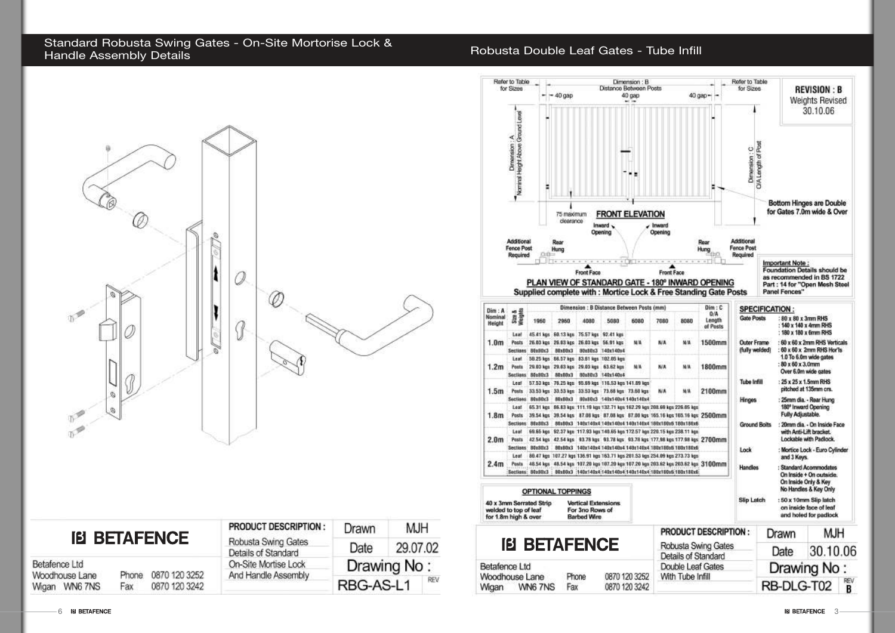## Standard Robusta Swing Gates - On-Site Mortorise Lock & Handle Assembly Details

**BETAFENCE**

Betafence Ltd
Woodhouse Lane
Wigan WN6 7NS

Phone 0870 120 3252
Fax 0870 120 3242

**PRODUCT DESCRIPTION :**
Robusta Swing Gates
Details of Standard
On-Site Mortise Lock
And Handle Assembly

| Drawn | MJH |
|---|---|
| Date | 29.07.02 |
| Drawing No : | |
| RBG-AS-L1 | REV |

## Robusta Double Leaf Gates - Tube Infill

Refer to Table for Sizes

Dimension : B
Distance Between Posts

40 gap — 40 gap — 40 gap

Refer to Table for Sizes

**REVISION : B**
Weights Revised
30.10.06

Dimension : A
Nominal Height Above Ground Level

Dimension : C
O/A Length of Post

Bottom Hinges are Double for Gates 7.0m wide & Over

75 maximum clearance

**FRONT ELEVATION**

Inward Opening — Inward Opening

Additional Fence Post Required — Rear Hung — Rear Hung — Additional Fence Post Required

Front Face — Front Face

**PLAN VIEW OF STANDARD GATE - 180° INWARD OPENING**
**Supplied complete with : Mortice Lock & Free Standing Gate Posts**

**Important Note :**
Foundation Details should be as recommended in BS 1722 Part : 14 for "Open Mesh Steel Panel Fences"

| Dim : A Nominal Height | Size & Weights | Dimension : B Distance Between Posts (mm) | | | | | | | Dim : C O/A Length of Posts |
|---|---|---|---|---|---|---|---|---|---|
| | | 1960 | 2960 | 4080 | 5080 | 6080 | 7080 | 8080 | |
| 1.0m | Leaf | 45.41 kgs | 60.13 kgs | 75.57 kgs | 92.41 kgs | | | | 1500mm |
| | Posts | 26.03 kgs | 26.03 kgs | 26.03 kgs | 56.91 kgs | N/A | N/A | N/A | |
| | Sections | 80x80x3 | 80x80x3 | 80x80x3 | 140x140x4 | | | | |
| 1.2m | Leaf | 50.25 kgs | 66.57 kgs | 83.61 kgs | 102.05 kgs | | | | 1800mm |
| | Posts | 29.03 kgs | 29.03 kgs | 29.03 kgs | 63.62 kgs | N/A | N/A | N/A | |
| | Sections | 80x80x3 | 80x80x3 | 80x80x3 | 140x140x4 | | | | |
| 1.5m | Leaf | 57.53 kgs | 76.25 kgs | 95.69 kgs | 116.53 kgs | 141.89 kgs | | | 2100mm |
| | Posts | 33.53 kgs | 33.53 kgs | 33.53 kgs | 73.68 kgs | 73.68 kgs | N/A | N/A | |
| | Sections | 80x80x3 | 80x80x3 | 80x80x3 | 140x140x4 | 140x140x4 | | | |
| 1.8m | Leaf | 65.31 kgs | 86.83 kgs | 111.19 kgs | 132.71 kgs | 162.29 kgs | 208.69 kgs | 226.05 kgs | 2500mm |
| | Posts | 39.54 kgs | 39.54 kgs | 87.08 kgs | 87.08 kgs | 87.08 kgs | 165.16 kgs | 165.16 kgs | |
| | Sections | 80x80x3 | 80x80x3 | 140x140x4 | 140x140x4 | 140x140x4 | 180x180x6 | 180x180x6 | |
| 2.0m | Leaf | 69.65 kgs | 92.37 kgs | 117.93 kgs | 140.65 kgs | 172.57 kgs | 220.15 kgs | 238.11 kgs | 2700mm |
| | Posts | 42.54 kgs | 42.54 kgs | 93.78 kgs | 93.78 kgs | 93.78 kgs | 177.98 kgs | 177.98 kgs | |
| | Sections | 80x80x3 | 80x80x3 | 140x140x4 | 140x140x4 | 140x140x4 | 180x180x6 | 180x180x6 | |
| 2.4m | Leaf | 80.47 kgs | 107.27 kgs | 136.91 kgs | 163.71 kgs | 201.53 kgs | 254.09 kgs | 273.73 kgs | 3100mm |
| | Posts | 48.54 kgs | 48.54 kgs | 107.20 kgs | 107.20 kgs | 107.20 kgs | 203.62 kgs | 203.62 kgs | |
| | Sections | 80x80x3 | 80x80x3 | 140x140x4 | 140x140x4 | 140x140x4 | 180x180x6 | 180x180x6 | |

**SPECIFICATION :**

| | |
|---|---|
| Gate Posts | : 80 x 80 x 3mm RHS<br>: 140 x 140 x 4mm RHS<br>: 180 x 180 x 6mm RHS |
| Outer Frame (fully welded) | : 60 x 60 x 2mm RHS Verticals<br>: 60 x 60 x 2mm RHS Hor'ls 1.0 To 6.0m wide gates<br>: 80 x 60 x 3.0mm Over 6.0m wide gates |
| Tube Infill | : 25 x 25 x 1.5mm RHS pitched at 135mm crs. |
| Hinges | : 25mm dia. - Rear Hung 180° Inward Opening Fully Adjustable. |
| Ground Bolts | : 20mm dia. - On Inside Face with Anti-Lift bracket. Lockable with Padlock. |
| Lock | : Mortice Lock - Euro Cylinder and 3 Keys. |
| Handles | : Standard Acommodates On Inside + On outside. On Inside Only & Key No Handles & Key Only |
| Slip Latch | : 50 x 10mm Slip latch on inside face of leaf and holed for padlock |

**OPTIONAL TOPPINGS**

| 40 x 3mm Serrated Strip welded to top of leaf for 1.8m high & over | Vertical Extensions For 3no Rows of Barbed Wire |
|---|---|

**BETAFENCE**

Betafence Ltd
Woodhouse Lane
Wigan WN6 7NS

Phone 0870 120 3252
Fax 0870 120 3242

**PRODUCT DESCRIPTION :**
Robusta Swing Gates
Details of Standard
Double Leaf Gates
With Tube Infill

| Drawn | MJH |
|---|---|
| Date | 30.10.06 |
| Drawing No : | |
| RB-DLG-T02 | REV B |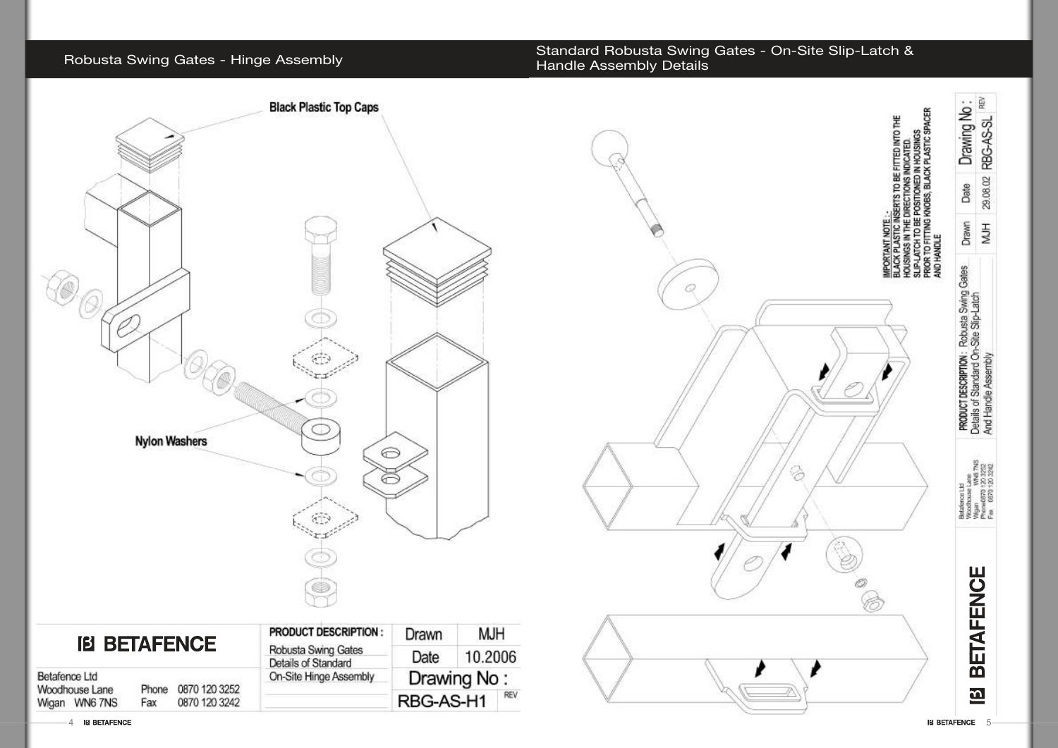## Robusta Swing Gates - Hinge Assembly

Black Plastic Top Caps

Nylon Washers

BETAFENCE

Betafence Ltd
Woodhouse Lane
Wigan WN6 7NS

Phone 0870 120 3252
Fax 0870 120 3242

| PRODUCT DESCRIPTION : | Drawn | MJH |
|---|---|---|
| Robusta Swing Gates Details of Standard On-Site Hinge Assembly | Date | 10.2006 |
| | Drawing No : | |
| | RBG-AS-H1 | REV |

## Standard Robusta Swing Gates - On-Site Slip-Latch & Handle Assembly Details

IMPORTANT NOTE :-
BLACK PLASTIC INSERTS TO BE FITTED INTO THE HOUSINGS IN THE DIRECTIONS INDICATED. SLIP-LATCH TO BE POSITIONED IN HOUSINGS PRIOR TO FITTING KNOBS, BLACK PLASTIC SPACER AND HANDLE

BETAFENCE

Betafence Ltd
Woodhouse Lane
Wigan WN6 7NS
Phone 0870 120 3252
Fax 0870 120 3242

| PRODUCT DESCRIPTION : | Drawn | Date | Drawing No : |
|---|---|---|---|
| Robusta Swing Gates Details of Standard On-Site Slip-Latch And Handle Assembly | MJH | 29.08.02 | RBG-AS-SL REV |